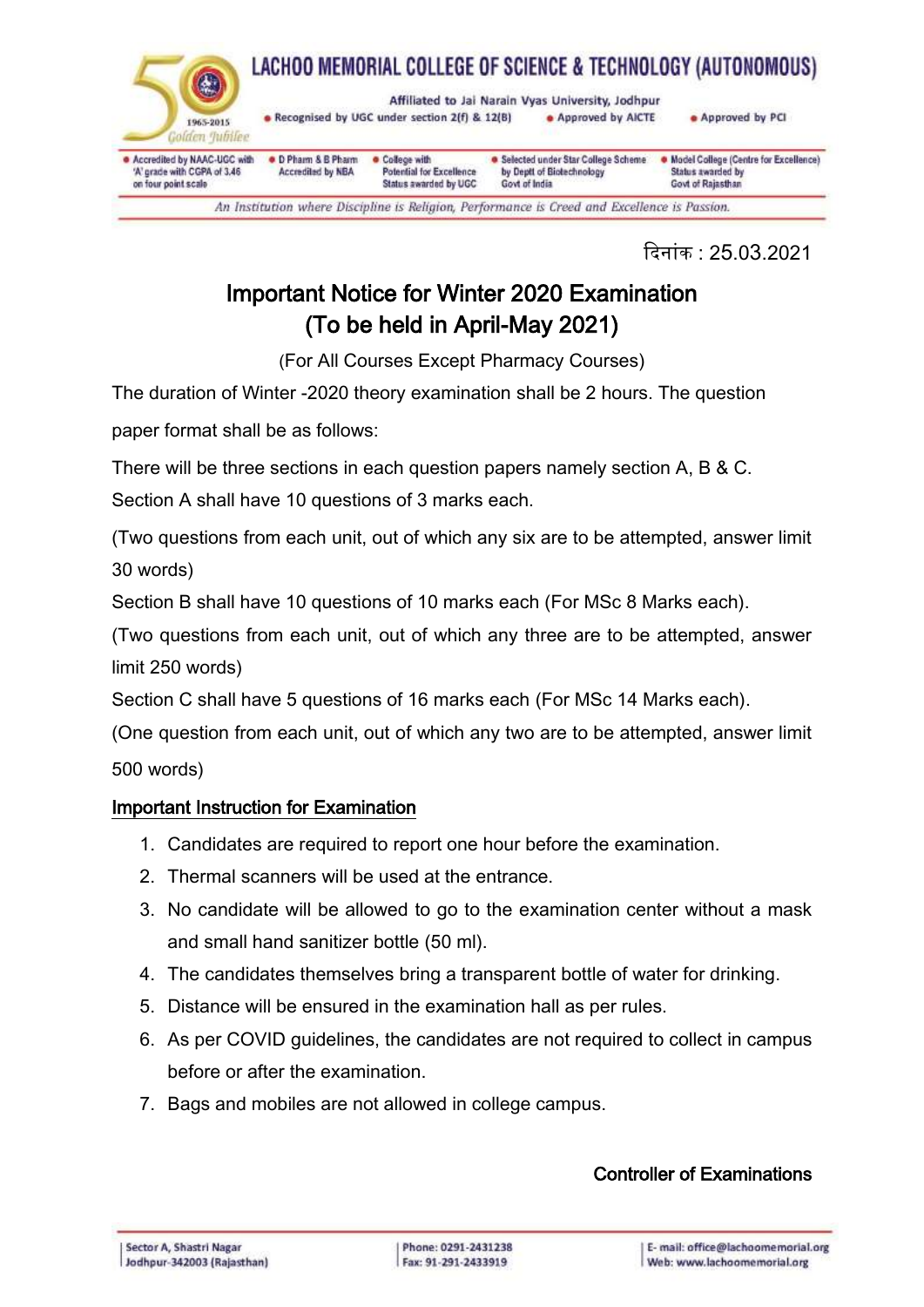# LACHOO MEMORIAL COLLEGE OF SCIENCE & TECHNOLOGY (AUTONOMOUS)

50 — 1965-2015 Golden Jubilee

Affiliated to Jai Narain Vyas University, Jodhpur

- Recognised by UGC under section 2(f) & 12(B)
- Approved by AICTE
- Approved by PCI

- Accredited by NAAC-UGC with 'A' grade with CGPA of 3.46 on four point scale
- D Pharm & B Pharm Accredited by NBA
- College with Potential for Excellence Status awarded by UGC
- Selected under Star College Scheme by Deptt of Biotechnology Govt of India
- Model College (Centre for Excellence) Status awarded by Govt of Rajasthan

*An Institution where Discipline is Religion, Performance is Creed and Excellence is Passion.*

दिनांक : 25.03.2021

## Important Notice for Winter 2020 Examination (To be held in April-May 2021)

(For All Courses Except Pharmacy Courses)

The duration of Winter -2020 theory examination shall be 2 hours. The question paper format shall be as follows:

There will be three sections in each question papers namely section A, B & C.

Section A shall have 10 questions of 3 marks each.

(Two questions from each unit, out of which any six are to be attempted, answer limit 30 words)

Section B shall have 10 questions of 10 marks each (For MSc 8 Marks each).

(Two questions from each unit, out of which any three are to be attempted, answer limit 250 words)

Section C shall have 5 questions of 16 marks each (For MSc 14 Marks each).

(One question from each unit, out of which any two are to be attempted, answer limit 500 words)

**Important Instruction for Examination**

1. Candidates are required to report one hour before the examination.
2. Thermal scanners will be used at the entrance.
3. No candidate will be allowed to go to the examination center without a mask and small hand sanitizer bottle (50 ml).
4. The candidates themselves bring a transparent bottle of water for drinking.
5. Distance will be ensured in the examination hall as per rules.
6. As per COVID guidelines, the candidates are not required to collect in campus before or after the examination.
7. Bags and mobiles are not allowed in college campus.

**Controller of Examinations**

Sector A, Shastri Nagar Jodhpur-342003 (Rajasthan) | Phone: 0291-2431238 Fax: 91-291-2433919 | E- mail: office@lachoomemorial.org Web: www.lachoomemorial.org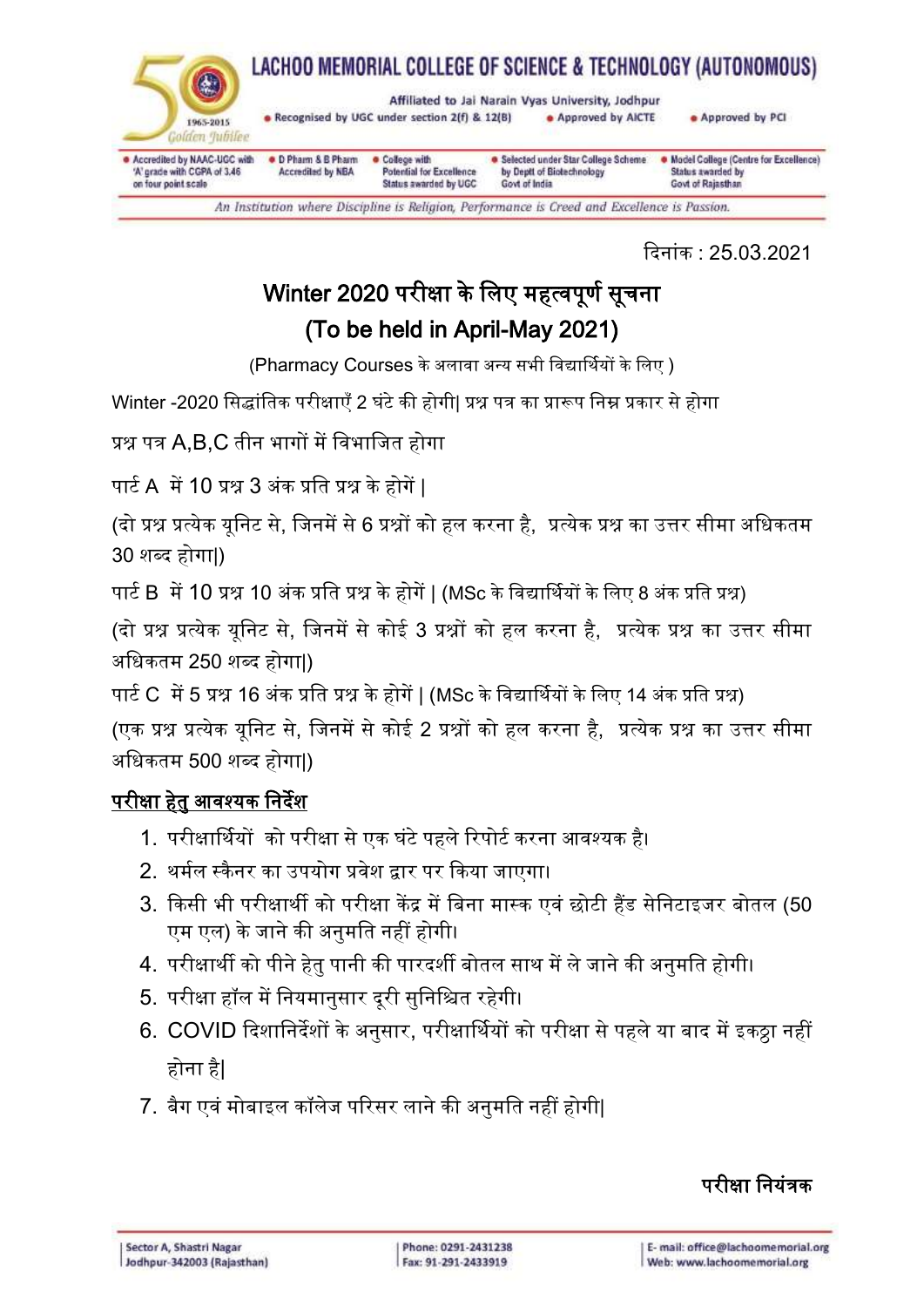LACHOO MEMORIAL COLLEGE OF SCIENCE & TECHNOLOGY (AUTONOMOUS)

Affiliated to Jai Narain Vyas University, Jodhpur

- Recognised by UGC under section 2(f) & 12(B)
- Approved by AICTE
- Approved by PCI

- Accredited by NAAC-UGC with 'A' grade with CGPA of 3.46 on four point scale
- D Pharm & B Pharm Accredited by NBA
- College with Potential for Excellence Status awarded by UGC
- Selected under Star College Scheme by Deptt of Biotechnology Govt of India
- Model College (Centre for Excellence) Status awarded by Govt of Rajasthan

*An Institution where Discipline is Religion, Performance is Creed and Excellence is Passion.*

दिनांक : 25.03.2021

# Winter 2020 परीक्षा के लिए महत्वपूर्ण सूचना
# (To be held in April-May 2021)

(Pharmacy Courses के अलावा अन्य सभी विद्यार्थियों के लिए )

Winter -2020 सिद्धांतिक परीक्षाएँ 2 घंटे की होगी| प्रश्न पत्र का प्रारूप निम्न प्रकार से होगा

प्रश्न पत्र A,B,C तीन भागों में विभाजित होगा

पार्ट A में 10 प्रश्न 3 अंक प्रति प्रश्न के होगें |

(दो प्रश्न प्रत्येक यूनिट से, जिनमें से 6 प्रश्नों को हल करना है, प्रत्येक प्रश्न का उत्तर सीमा अधिकतम 30 शब्द होगा|)

पार्ट B में 10 प्रश्न 10 अंक प्रति प्रश्न के होगें | (MSc के विद्यार्थियों के लिए 8 अंक प्रति प्रश्न)

(दो प्रश्न प्रत्येक यूनिट से, जिनमें से कोई 3 प्रश्नों को हल करना है, प्रत्येक प्रश्न का उत्तर सीमा अधिकतम 250 शब्द होगा|)

पार्ट C में 5 प्रश्न 16 अंक प्रति प्रश्न के होगें | (MSc के विद्यार्थियों के लिए 14 अंक प्रति प्रश्न)

(एक प्रश्न प्रत्येक यूनिट से, जिनमें से कोई 2 प्रश्नों को हल करना है, प्रत्येक प्रश्न का उत्तर सीमा अधिकतम 500 शब्द होगा|)

## <u>परीक्षा हेतु आवश्यक निर्देश</u>

1. परीक्षार्थियों को परीक्षा से एक घंटे पहले रिपोर्ट करना आवश्यक है।
2. थर्मल स्कैनर का उपयोग प्रवेश द्वार पर किया जाएगा।
3. किसी भी परीक्षार्थी को परीक्षा केंद्र में बिना मास्क एवं छोटी हैंड सेनिटाइजर बोतल (50 एम एल) के जाने की अनुमति नहीं होगी।
4. परीक्षार्थी को पीने हेतु पानी की पारदर्शी बोतल साथ में ले जाने की अनुमति होगी।
5. परीक्षा हॉल में नियमानुसार दूरी सुनिश्चित रहेगी।
6. COVID दिशानिर्देशों के अनुसार, परीक्षार्थियों को परीक्षा से पहले या बाद में इकठ्ठा नहीं होना है|
7. बैग एवं मोबाइल कॉलेज परिसर लाने की अनुमति नहीं होगी|

**परीक्षा नियंत्रक**

Sector A, Shastri Nagar Jodhpur-342003 (Rajasthan) | Phone: 0291-2431238 Fax: 91-291-2433919 | E-mail: office@lachoomemorial.org Web: www.lachoomemorial.org